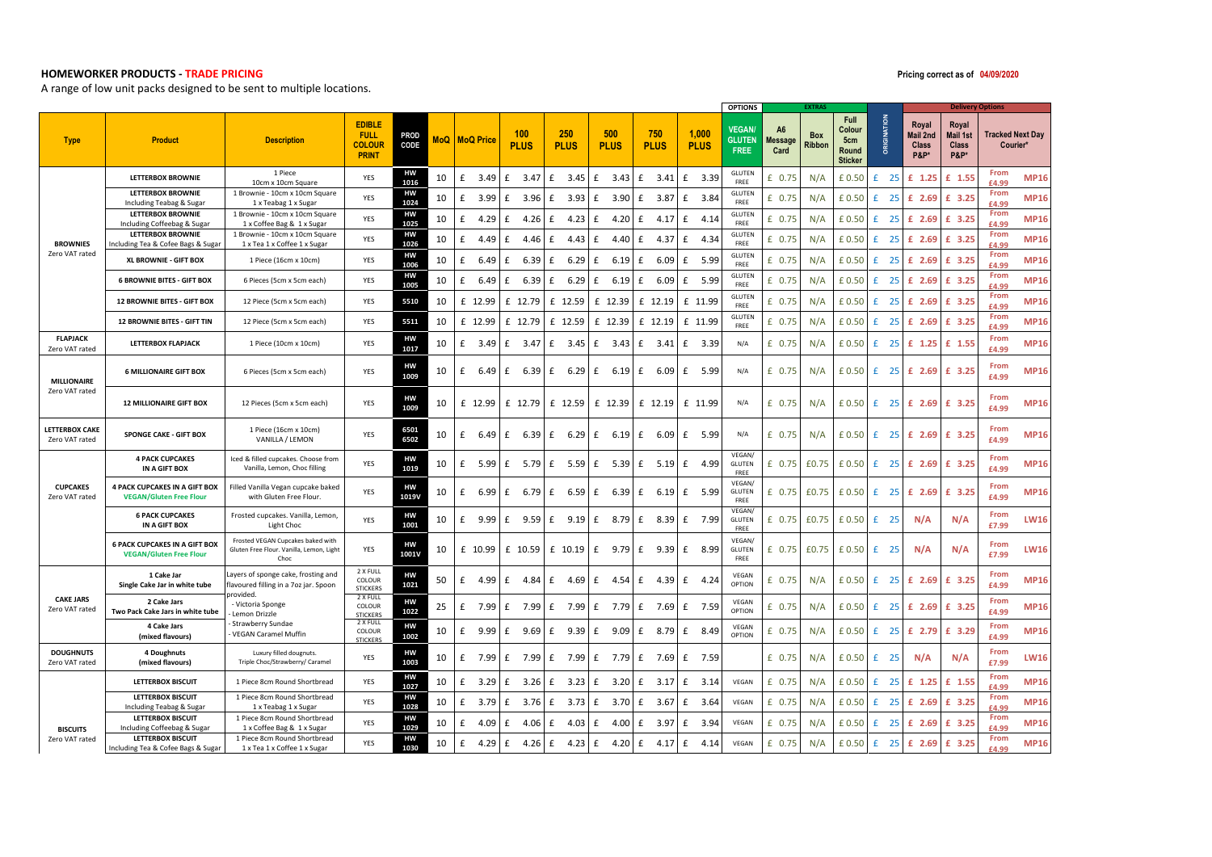# HOMEWORKER PRODUCTS - TRADE PRICING

A range of low unit packs designed to be sent to multiple locations.

Pricing correct as of 04/09/2020

| Type | Product | Description | EDIBLE FULL COLOUR PRINT | PROD CODE | MoQ | MoQ Price | 100 PLUS | 250 PLUS | 500 PLUS | 750 PLUS | 1,000 PLUS | OPTIONS | EXTRAS | | | ORIGINATION | Delivery Options | | |
|---|---|---|---|---|---|---|---|---|---|---|---|---|---|---|---|---|---|---|---|
| | | | | | | | | | | | | VEGAN/ GLUTEN FREE | A6 Message Card | Box Ribbon | Full Colour 5cm Round Sticker | | Royal Mail 2nd Class P&P* | Royal Mail 1st Class P&P* | Tracked Next Day Courier* |
| BROWNIES Zero VAT rated | LETTERBOX BROWNIE | 1 Piece 10cm x 10cm Square | YES | HW 1016 | 10 | £ 3.49 | £ 3.47 | £ 3.45 | £ 3.43 | £ 3.41 | £ 3.39 | GLUTEN FREE | £ 0.75 | N/A | £ 0.50 | £ 25 | £ 1.25 | £ 1.55 | From £4.99 MP16 |
| | LETTERBOX BROWNIE Including Teabag & Sugar | 1 Brownie - 10cm x 10cm Square 1 x Teabag 1 x Sugar | YES | HW 1024 | 10 | £ 3.99 | £ 3.96 | £ 3.93 | £ 3.90 | £ 3.87 | £ 3.84 | GLUTEN FREE | £ 0.75 | N/A | £ 0.50 | £ 25 | £ 2.69 | £ 3.25 | From £4.99 MP16 |
| | LETTERBOX BROWNIE Including Coffeebag & Sugar | 1 Brownie - 10cm x 10cm Square 1 x Coffee Bag & 1 x Sugar | YES | HW 1025 | 10 | £ 4.29 | £ 4.26 | £ 4.23 | £ 4.20 | £ 4.17 | £ 4.14 | GLUTEN FREE | £ 0.75 | N/A | £ 0.50 | £ 25 | £ 2.69 | £ 3.25 | From £4.99 MP16 |
| | LETTERBOX BROWNIE Including Tea & Cofee Bags & Sugar | 1 Brownie - 10cm x 10cm Square 1 x Tea 1 x Coffee 1 x Sugar | YES | HW 1026 | 10 | £ 4.49 | £ 4.46 | £ 4.43 | £ 4.40 | £ 4.37 | £ 4.34 | GLUTEN FREE | £ 0.75 | N/A | £ 0.50 | £ 25 | £ 2.69 | £ 3.25 | From £4.99 MP16 |
| | XL BROWNIE - GIFT BOX | 1 Piece (16cm x 10cm) | YES | HW 1006 | 10 | £ 6.49 | £ 6.39 | £ 6.29 | £ 6.19 | £ 6.09 | £ 5.99 | GLUTEN FREE | £ 0.75 | N/A | £ 0.50 | £ 25 | £ 2.69 | £ 3.25 | From £4.99 MP16 |
| | 6 BROWNIE BITES - GIFT BOX | 6 Pieces (5cm x 5cm each) | YES | HW 1005 | 10 | £ 6.49 | £ 6.39 | £ 6.29 | £ 6.19 | £ 6.09 | £ 5.99 | GLUTEN FREE | £ 0.75 | N/A | £ 0.50 | £ 25 | £ 2.69 | £ 3.25 | From £4.99 MP16 |
| | 12 BROWNIE BITES - GIFT BOX | 12 Piece (5cm x 5cm each) | YES | 5510 | 10 | £ 12.99 | £ 12.79 | £ 12.59 | £ 12.39 | £ 12.19 | £ 11.99 | GLUTEN FREE | £ 0.75 | N/A | £ 0.50 | £ 25 | £ 2.69 | £ 3.25 | From £4.99 MP16 |
| | 12 BROWNIE BITES - GIFT TIN | 12 Piece (5cm x 5cm each) | YES | 5511 | 10 | £ 12.99 | £ 12.79 | £ 12.59 | £ 12.39 | £ 12.19 | £ 11.99 | GLUTEN FREE | £ 0.75 | N/A | £ 0.50 | £ 25 | £ 2.69 | £ 3.25 | From £4.99 MP16 |
| FLAPJACK Zero VAT rated | LETTERBOX FLAPJACK | 1 Piece (10cm x 10cm) | YES | HW 1017 | 10 | £ 3.49 | £ 3.47 | £ 3.45 | £ 3.43 | £ 3.41 | £ 3.39 | N/A | £ 0.75 | N/A | £ 0.50 | £ 25 | £ 1.25 | £ 1.55 | From £4.99 MP16 |
| MILLIONAIRE Zero VAT rated | 6 MILLIONAIRE GIFT BOX | 6 Pieces (5cm x 5cm each) | YES | HW 1009 | 10 | £ 6.49 | £ 6.39 | £ 6.29 | £ 6.19 | £ 6.09 | £ 5.99 | N/A | £ 0.75 | N/A | £ 0.50 | £ 25 | £ 2.69 | £ 3.25 | From £4.99 MP16 |
| | 12 MILLIONAIRE GIFT BOX | 12 Pieces (5cm x 5cm each) | YES | HW 1009 | 10 | £ 12.99 | £ 12.79 | £ 12.59 | £ 12.39 | £ 12.19 | £ 11.99 | N/A | £ 0.75 | N/A | £ 0.50 | £ 25 | £ 2.69 | £ 3.25 | From £4.99 MP16 |
| LETTERBOX CAKE Zero VAT rated | SPONGE CAKE - GIFT BOX | 1 Piece (16cm x 10cm) VANILLA / LEMON | YES | 6501 6502 | 10 | £ 6.49 | £ 6.39 | £ 6.29 | £ 6.19 | £ 6.09 | £ 5.99 | N/A | £ 0.75 | N/A | £ 0.50 | £ 25 | £ 2.69 | £ 3.25 | From £4.99 MP16 |
| CUPCAKES Zero VAT rated | 4 PACK CUPCAKES IN A GIFT BOX | Iced & filled cupcakes. Choose from Vanilla, Lemon, Choc filling | YES | HW 1019 | 10 | £ 5.99 | £ 5.79 | £ 5.59 | £ 5.39 | £ 5.19 | £ 4.99 | VEGAN/ GLUTEN FREE | £ 0.75 | £0.75 | £ 0.50 | £ 25 | £ 2.69 | £ 3.25 | From £4.99 MP16 |
| | 4 PACK CUPCAKES IN A GIFT BOX VEGAN/Gluten Free Flour | Filled Vanilla Vegan cupcake baked with Gluten Free Flour. | YES | HW 1019V | 10 | £ 6.99 | £ 6.79 | £ 6.59 | £ 6.39 | £ 6.19 | £ 5.99 | VEGAN/ GLUTEN FREE | £ 0.75 | £0.75 | £ 0.50 | £ 25 | £ 2.69 | £ 3.25 | From £4.99 MP16 |
| | 6 PACK CUPCAKES IN A GIFT BOX | Frosted cupcakes. Vanilla, Lemon, Light Choc | YES | HW 1001 | 10 | £ 9.99 | £ 9.59 | £ 9.19 | £ 8.79 | £ 8.39 | £ 7.99 | VEGAN/ GLUTEN FREE | £ 0.75 | £0.75 | £ 0.50 | £ 25 | N/A | N/A | From £7.99 LW16 |
| | 6 PACK CUPCAKES IN A GIFT BOX VEGAN/Gluten Free Flour | Frosted VEGAN Cupcakes baked with Gluten Free Flour. Vanilla, Lemon, Light Choc | YES | HW 1001V | 10 | £ 10.99 | £ 10.59 | £ 10.19 | £ 9.79 | £ 9.39 | £ 8.99 | VEGAN/ GLUTEN FREE | £ 0.75 | £0.75 | £ 0.50 | £ 25 | N/A | N/A | From £7.99 LW16 |
| CAKE JARS Zero VAT rated | 1 Cake Jar Single Cake Jar in white tube | Layers of sponge cake, frosting and flavoured filling in a 7oz jar. Spoon provided. - Victoria Sponge - Lemon Drizzle - Strawberry Sundae - VEGAN Caramel Muffin | 2 X FULL COLOUR STICKERS | HW 1021 | 50 | £ 4.99 | £ 4.84 | £ 4.69 | £ 4.54 | £ 4.39 | £ 4.24 | VEGAN OPTION | £ 0.75 | N/A | £ 0.50 | £ 25 | £ 2.69 | £ 3.25 | From £4.99 MP16 |
| | 2 Cake Jars Two Pack Cake Jars in white tube | | 2 X FULL COLOUR STICKERS | HW 1022 | 25 | £ 7.99 | £ 7.99 | £ 7.99 | £ 7.79 | £ 7.69 | £ 7.59 | VEGAN OPTION | £ 0.75 | N/A | £ 0.50 | £ 25 | £ 2.69 | £ 3.25 | From £4.99 MP16 |
| | 4 Cake Jars (mixed flavours) | | 2 X FULL COLOUR STICKERS | HW 1002 | 10 | £ 9.99 | £ 9.69 | £ 9.39 | £ 9.09 | £ 8.79 | £ 8.49 | VEGAN OPTION | £ 0.75 | N/A | £ 0.50 | £ 25 | £ 2.79 | £ 3.29 | From £4.99 MP16 |
| DOUGHNUTS Zero VAT rated | 4 Doughnuts (mixed flavours) | Luxury filled dougnuts. Triple Choc/Strawberry/ Caramel | YES | HW 1003 | 10 | £ 7.99 | £ 7.99 | £ 7.99 | £ 7.79 | £ 7.69 | £ 7.59 | | £ 0.75 | N/A | £ 0.50 | £ 25 | N/A | N/A | From £7.99 LW16 |
| BISCUITS Zero VAT rated | LETTERBOX BISCUIT | 1 Piece 8cm Round Shortbread | YES | HW 1027 | 10 | £ 3.29 | £ 3.26 | £ 3.23 | £ 3.20 | £ 3.17 | £ 3.14 | VEGAN | £ 0.75 | N/A | £ 0.50 | £ 25 | £ 1.25 | £ 1.55 | From £4.99 MP16 |
| | LETTERBOX BISCUIT Including Teabag & Sugar | 1 Piece 8cm Round Shortbread 1 x Teabag 1 x Sugar | YES | HW 1028 | 10 | £ 3.79 | £ 3.76 | £ 3.73 | £ 3.70 | £ 3.67 | £ 3.64 | VEGAN | £ 0.75 | N/A | £ 0.50 | £ 25 | £ 2.69 | £ 3.25 | From £4.99 MP16 |
| | LETTERBOX BISCUIT Including Coffeebag & Sugar | 1 Piece 8cm Round Shortbread 1 x Coffee Bag & 1 x Sugar | YES | HW 1029 | 10 | £ 4.09 | £ 4.06 | £ 4.03 | £ 4.00 | £ 3.97 | £ 3.94 | VEGAN | £ 0.75 | N/A | £ 0.50 | £ 25 | £ 2.69 | £ 3.25 | From £4.99 MP16 |
| | LETTERBOX BISCUIT Including Tea & Cofee Bags & Sugar | 1 Piece 8cm Round Shortbread 1 x Tea 1 x Coffee 1 x Sugar | YES | HW 1030 | 10 | £ 4.29 | £ 4.26 | £ 4.23 | £ 4.20 | £ 4.17 | £ 4.14 | VEGAN | £ 0.75 | N/A | £ 0.50 | £ 25 | £ 2.69 | £ 3.25 | From £4.99 MP16 |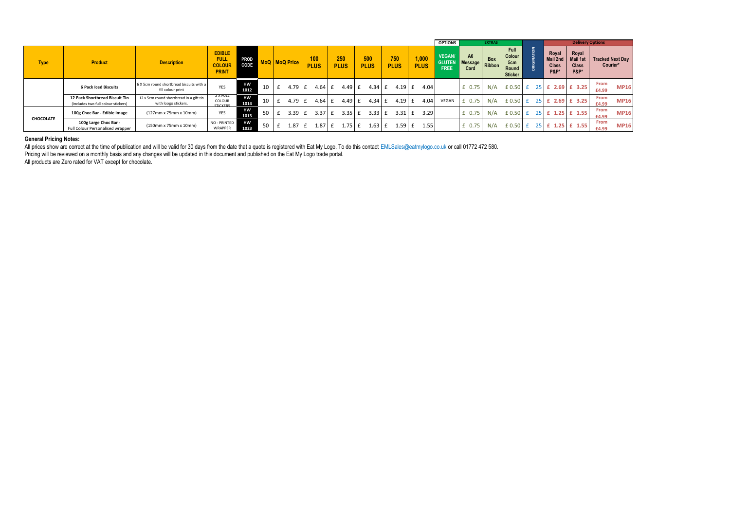| | | | | | | | | | | | | | OPTIONS | EXTRAS | | | | Delivery Options | | |
|---|---|---|---|---|---|---|---|---|---|---|---|---|---|---|---|---|---|---|---|---|
| Type | Product | Description | EDIBLE FULL COLOUR PRINT | PROD CODE | MoQ | MoQ Price | 100 PLUS | 250 PLUS | 500 PLUS | 750 PLUS | 1,000 PLUS | VEGAN/ GLUTEN FREE | A6 Message Card | Box Ribbon | Full Colour 5cm Round Sticker | ORIGINATION | Royal Mail 2nd Class P&P* | Royal Mail 1st Class P&P* | Tracked Next Day Courier* | |
| | 6 Pack Iced Biscuits | 6 X 5cm round shortbread biscuits with a fill colour print | YES | HW 1012 | 10 | £ 4.79 | £ 4.64 | £ 4.49 | £ 4.34 | £ 4.19 | £ 4.04 | | £ 0.75 | N/A | £ 0.50 | £ 25 | £ 2.69 | £ 3.25 | From £4.99 | MP16 |
| | 12 Pack Shortbread Biscuit Tin (Includes two full colour stickers) | 12 x 5cm round shortbread in a gift tin with loogo stickers. | 2 X FULL COLOUR STICKERS | HW 1014 | 10 | £ 4.79 | £ 4.64 | £ 4.49 | £ 4.34 | £ 4.19 | £ 4.04 | VEGAN | £ 0.75 | N/A | £ 0.50 | £ 25 | £ 2.69 | £ 3.25 | From £4.99 | MP16 |
| CHOCOLATE | 100g Choc Bar - Edible Image | (127mm x 75mm x 10mm) | YES | HW 1013 | 50 | £ 3.39 | £ 3.37 | £ 3.35 | £ 3.33 | £ 3.31 | £ 3.29 | | £ 0.75 | N/A | £ 0.50 | £ 25 | £ 1.25 | £ 1.55 | From £4.99 | MP16 |
| | 100g Large Choc Bar - Full Colour Personalised wrapper | (150mm x 75mm x 10mm) | NO - PRINTED WRAPPER | HW 1023 | 50 | £ 1.87 | £ 1.87 | £ 1.75 | £ 1.63 | £ 1.59 | £ 1.55 | | £ 0.75 | N/A | £ 0.50 | £ 25 | £ 1.25 | £ 1.55 | From £4.99 | MP16 |

**General Pricing Notes:**

All prices show are correct at the time of publication and will be valid for 30 days from the date that a quote is registered with Eat My Logo. To do this contact EMLSales@eatmylogo.co.uk or call 01772 472 580.

Pricing will be reviewed on a monthly basis and any changes will be updated in this document and published on the Eat My Logo trade portal.

All products are Zero rated for VAT except for chocolate.